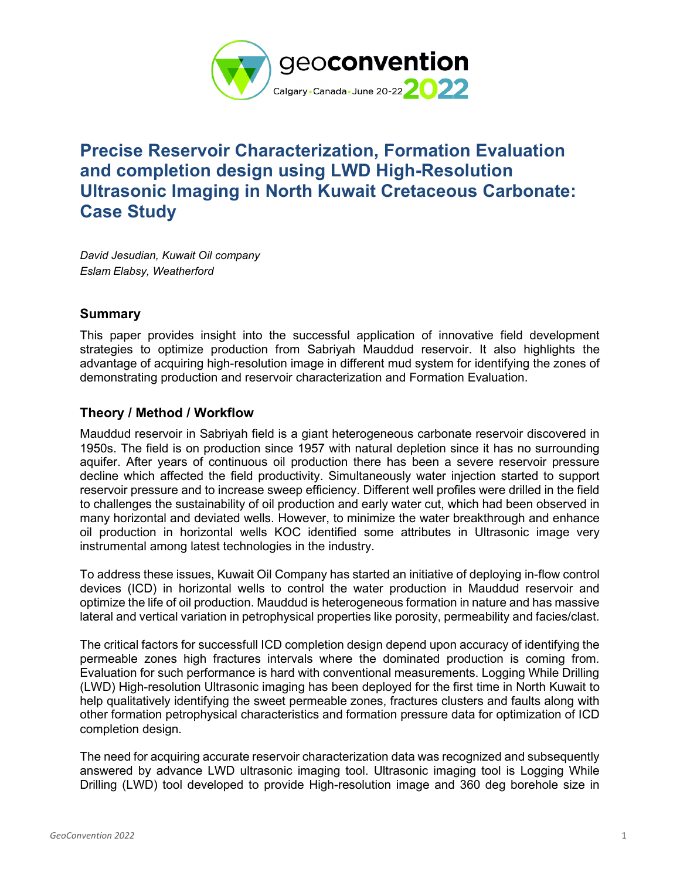# Precise Reservoir Characterization, Formation Evaluation and completion design using LWD High-Resolution Ultrasonic Imaging in North Kuwait Cretaceous Carbonate: Case Study

*David Jesudian, Kuwait Oil company*
*Eslam Elabsy, Weatherford*

## Summary

This paper provides insight into the successful application of innovative field development strategies to optimize production from Sabriyah Mauddud reservoir. It also highlights the advantage of acquiring high-resolution image in different mud system for identifying the zones of demonstrating production and reservoir characterization and Formation Evaluation.

## Theory / Method / Workflow

Mauddud reservoir in Sabriyah field is a giant heterogeneous carbonate reservoir discovered in 1950s. The field is on production since 1957 with natural depletion since it has no surrounding aquifer. After years of continuous oil production there has been a severe reservoir pressure decline which affected the field productivity. Simultaneously water injection started to support reservoir pressure and to increase sweep efficiency. Different well profiles were drilled in the field to challenges the sustainability of oil production and early water cut, which had been observed in many horizontal and deviated wells. However, to minimize the water breakthrough and enhance oil production in horizontal wells KOC identified some attributes in Ultrasonic image very instrumental among latest technologies in the industry.

To address these issues, Kuwait Oil Company has started an initiative of deploying in-flow control devices (ICD) in horizontal wells to control the water production in Mauddud reservoir and optimize the life of oil production. Mauddud is heterogeneous formation in nature and has massive lateral and vertical variation in petrophysical properties like porosity, permeability and facies/clast.

The critical factors for successfull ICD completion design depend upon accuracy of identifying the permeable zones high fractures intervals where the dominated production is coming from. Evaluation for such performance is hard with conventional measurements. Logging While Drilling (LWD) High-resolution Ultrasonic imaging has been deployed for the first time in North Kuwait to help qualitatively identifying the sweet permeable zones, fractures clusters and faults along with other formation petrophysical characteristics and formation pressure data for optimization of ICD completion design.

The need for acquiring accurate reservoir characterization data was recognized and subsequently answered by advance LWD ultrasonic imaging tool. Ultrasonic imaging tool is Logging While Drilling (LWD) tool developed to provide High-resolution image and 360 deg borehole size in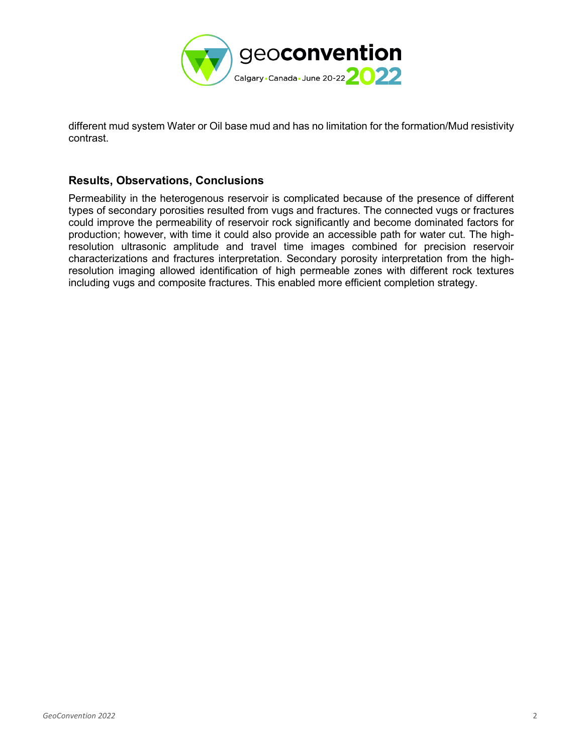different mud system Water or Oil base mud and has no limitation for the formation/Mud resistivity contrast.

## Results, Observations, Conclusions

Permeability in the heterogenous reservoir is complicated because of the presence of different types of secondary porosities resulted from vugs and fractures. The connected vugs or fractures could improve the permeability of reservoir rock significantly and become dominated factors for production; however, with time it could also provide an accessible path for water cut. The high-resolution ultrasonic amplitude and travel time images combined for precision reservoir characterizations and fractures interpretation. Secondary porosity interpretation from the high-resolution imaging allowed identification of high permeable zones with different rock textures including vugs and composite fractures. This enabled more efficient completion strategy.